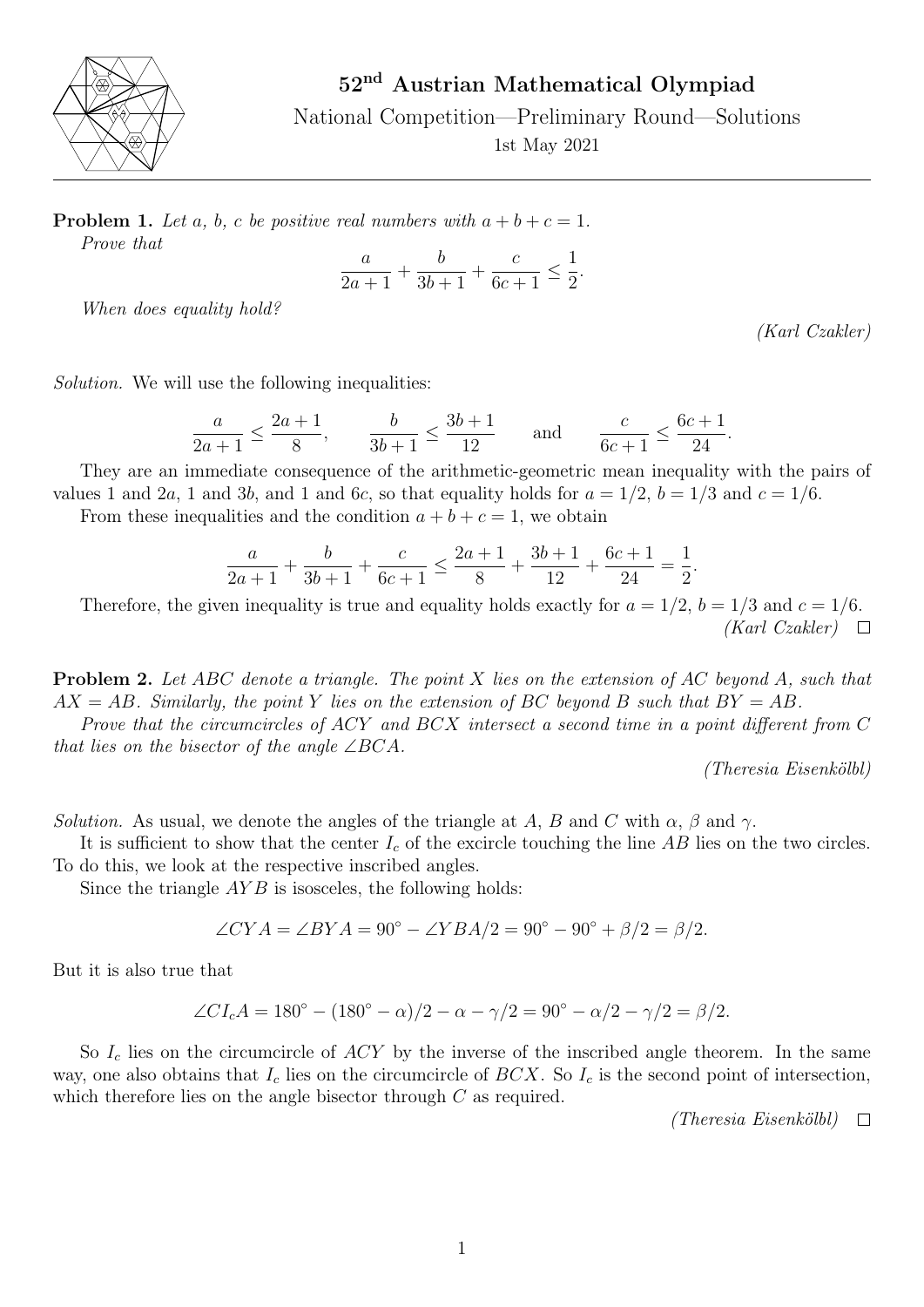# 52nd Austrian Mathematical Olympiad

National Competition—Preliminary Round—Solutions

1st May 2021

---

**Problem 1.** *Let $a$, $b$, $c$ be positive real numbers with $a+b+c=1$.*

*Prove that*

$$\frac{a}{2a+1}+\frac{b}{3b+1}+\frac{c}{6c+1}\le\frac{1}{2}.$$

*When does equality hold?*

*(Karl Czakler)*

*Solution.* We will use the following inequalities:

$$\frac{a}{2a+1}\le\frac{2a+1}{8},\qquad \frac{b}{3b+1}\le\frac{3b+1}{12}\qquad\text{and}\qquad \frac{c}{6c+1}\le\frac{6c+1}{24}.$$

They are an immediate consequence of the arithmetic-geometric mean inequality with the pairs of values 1 and $2a$, 1 and $3b$, and 1 and $6c$, so that equality holds for $a=1/2$, $b=1/3$ and $c=1/6$.

From these inequalities and the condition $a+b+c=1$, we obtain

$$\frac{a}{2a+1}+\frac{b}{3b+1}+\frac{c}{6c+1}\le\frac{2a+1}{8}+\frac{3b+1}{12}+\frac{6c+1}{24}=\frac{1}{2}.$$

Therefore, the given inequality is true and equality holds exactly for $a=1/2$, $b=1/3$ and $c=1/6$.

*(Karl Czakler)* □

**Problem 2.** *Let $ABC$ denote a triangle. The point $X$ lies on the extension of $AC$ beyond $A$, such that $AX=AB$. Similarly, the point $Y$ lies on the extension of $BC$ beyond $B$ such that $BY=AB$.*

*Prove that the circumcircles of $ACY$ and $BCX$ intersect a second time in a point different from $C$ that lies on the bisector of the angle $\angle BCA$.*

*(Theresia Eisenkölbl)*

*Solution.* As usual, we denote the angles of the triangle at $A$, $B$ and $C$ with $\alpha$, $\beta$ and $\gamma$.

It is sufficient to show that the center $I_c$ of the excircle touching the line $AB$ lies on the two circles. To do this, we look at the respective inscribed angles.

Since the triangle $AYB$ is isosceles, the following holds:

$$\angle CYA=\angle BYA=90^\circ-\angle YBA/2=90^\circ-90^\circ+\beta/2=\beta/2.$$

But it is also true that

$$\angle CI_cA=180^\circ-(180^\circ-\alpha)/2-\alpha-\gamma/2=90^\circ-\alpha/2-\gamma/2=\beta/2.$$

So $I_c$ lies on the circumcircle of $ACY$ by the inverse of the inscribed angle theorem. In the same way, one also obtains that $I_c$ lies on the circumcircle of $BCX$. So $I_c$ is the second point of intersection, which therefore lies on the angle bisector through $C$ as required.

*(Theresia Eisenkölbl)* □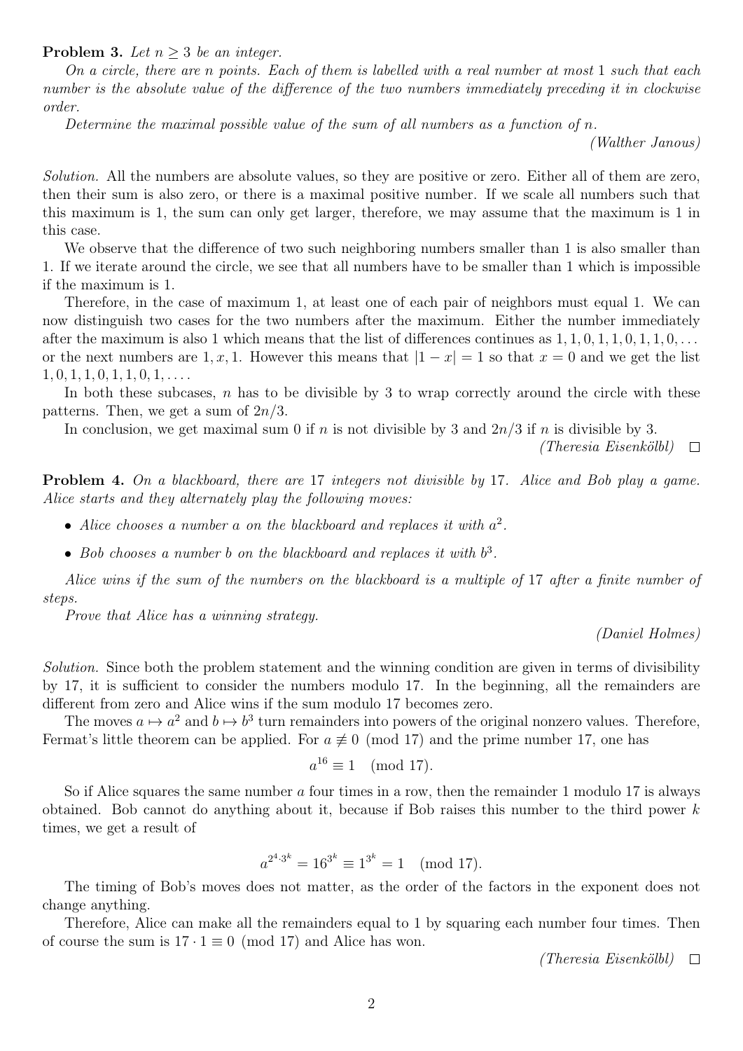**Problem 3.** *Let $n \geq 3$ be an integer.*

*On a circle, there are $n$ points. Each of them is labelled with a real number at most 1 such that each number is the absolute value of the difference of the two numbers immediately preceding it in clockwise order.*

*Determine the maximal possible value of the sum of all numbers as a function of $n$.*

*(Walther Janous)*

*Solution.* All the numbers are absolute values, so they are positive or zero. Either all of them are zero, then their sum is also zero, or there is a maximal positive number. If we scale all numbers such that this maximum is 1, the sum can only get larger, therefore, we may assume that the maximum is 1 in this case.

We observe that the difference of two such neighboring numbers smaller than 1 is also smaller than 1. If we iterate around the circle, we see that all numbers have to be smaller than 1 which is impossible if the maximum is 1.

Therefore, in the case of maximum 1, at least one of each pair of neighbors must equal 1. We can now distinguish two cases for the two numbers after the maximum. Either the number immediately after the maximum is also 1 which means that the list of differences continues as $1, 1, 0, 1, 1, 0, 1, 1, 0, \ldots$ or the next numbers are $1, x, 1$. However this means that $|1 - x| = 1$ so that $x = 0$ and we get the list $1, 0, 1, 1, 0, 1, 1, 0, 1, \ldots$.

In both these subcases, $n$ has to be divisible by 3 to wrap correctly around the circle with these patterns. Then, we get a sum of $2n/3$.

In conclusion, we get maximal sum 0 if $n$ is not divisible by 3 and $2n/3$ if $n$ is divisible by 3.

*(Theresia Eisenkölbl)* □

**Problem 4.** *On a blackboard, there are 17 integers not divisible by 17. Alice and Bob play a game. Alice starts and they alternately play the following moves:*

- *Alice chooses a number $a$ on the blackboard and replaces it with $a^2$.*
- *Bob chooses a number $b$ on the blackboard and replaces it with $b^3$.*

*Alice wins if the sum of the numbers on the blackboard is a multiple of 17 after a finite number of steps.*

*Prove that Alice has a winning strategy.*

*(Daniel Holmes)*

*Solution.* Since both the problem statement and the winning condition are given in terms of divisibility by 17, it is sufficient to consider the numbers modulo 17. In the beginning, all the remainders are different from zero and Alice wins if the sum modulo 17 becomes zero.

The moves $a \mapsto a^2$ and $b \mapsto b^3$ turn remainders into powers of the original nonzero values. Therefore, Fermat's little theorem can be applied. For $a \not\equiv 0 \pmod{17}$ and the prime number 17, one has

$$a^{16} \equiv 1 \pmod{17}.$$

So if Alice squares the same number $a$ four times in a row, then the remainder 1 modulo 17 is always obtained. Bob cannot do anything about it, because if Bob raises this number to the third power $k$ times, we get a result of

$$a^{2^4 \cdot 3^k} = 16^{3^k} \equiv 1^{3^k} = 1 \pmod{17}.$$

The timing of Bob's moves does not matter, as the order of the factors in the exponent does not change anything.

Therefore, Alice can make all the remainders equal to 1 by squaring each number four times. Then of course the sum is $17 \cdot 1 \equiv 0 \pmod{17}$ and Alice has won.

*(Theresia Eisenkölbl)* □